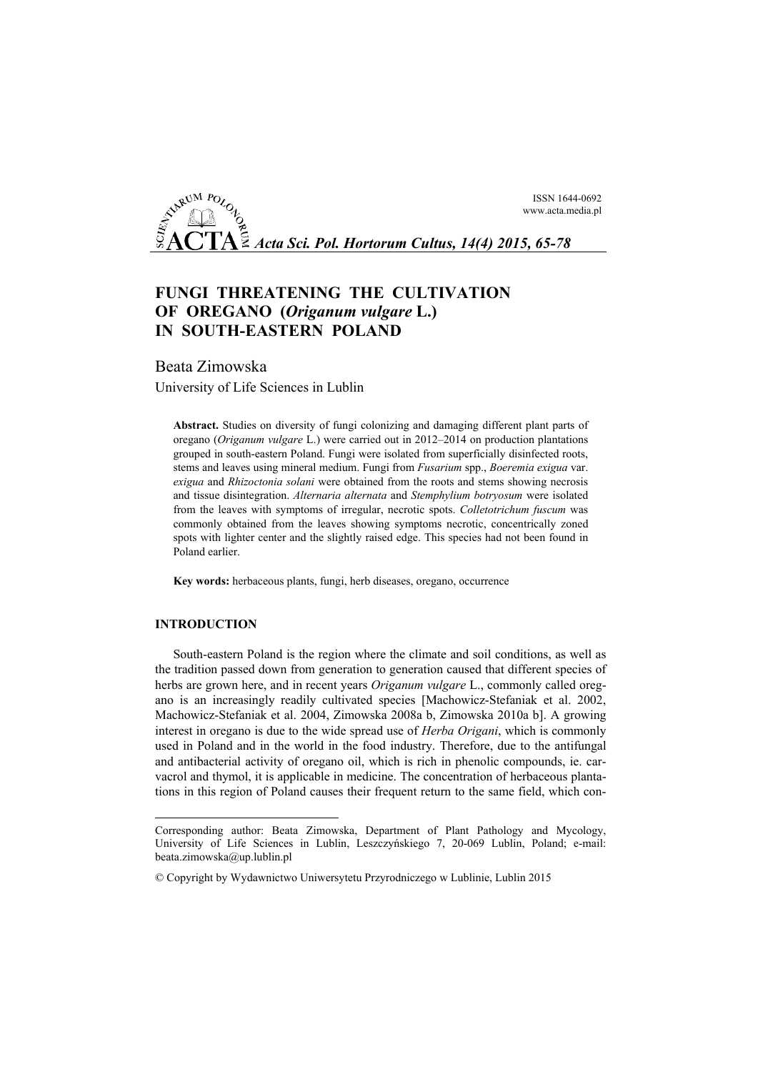# FUNGI THREATENING THE CULTIVATION OF OREGANO (*Origanum vulgare* L.) IN SOUTH-EASTERN POLAND

Beata Zimowska
University of Life Sciences in Lublin

**Abstract.** Studies on diversity of fungi colonizing and damaging different plant parts of oregano (*Origanum vulgare* L.) were carried out in 2012–2014 on production plantations grouped in south-eastern Poland. Fungi were isolated from superficially disinfected roots, stems and leaves using mineral medium. Fungi from *Fusarium* spp., *Boeremia exigua* var. *exigua* and *Rhizoctonia solani* were obtained from the roots and stems showing necrosis and tissue disintegration. *Alternaria alternata* and *Stemphylium botryosum* were isolated from the leaves with symptoms of irregular, necrotic spots. *Colletotrichum fuscum* was commonly obtained from the leaves showing symptoms necrotic, concentrically zoned spots with lighter center and the slightly raised edge. This species had not been found in Poland earlier.

**Key words:** herbaceous plants, fungi, herb diseases, oregano, occurrence

## INTRODUCTION

South-eastern Poland is the region where the climate and soil conditions, as well as the tradition passed down from generation to generation caused that different species of herbs are grown here, and in recent years *Origanum vulgare* L., commonly called oregano is an increasingly readily cultivated species [Machowicz-Stefaniak et al. 2002, Machowicz-Stefaniak et al. 2004, Zimowska 2008a b, Zimowska 2010a b]. A growing interest in oregano is due to the wide spread use of *Herba Origani*, which is commonly used in Poland and in the world in the food industry. Therefore, due to the antifungal and antibacterial activity of oregano oil, which is rich in phenolic compounds, ie. carvacrol and thymol, it is applicable in medicine. The concentration of herbaceous plantations in this region of Poland causes their frequent return to the same field, which con-

---

Corresponding author: Beata Zimowska, Department of Plant Pathology and Mycology, University of Life Sciences in Lublin, Leszczyńskiego 7, 20-069 Lublin, Poland; e-mail: beata.zimowska@up.lublin.pl

© Copyright by Wydawnictwo Uniwersytetu Przyrodniczego w Lublinie, Lublin 2015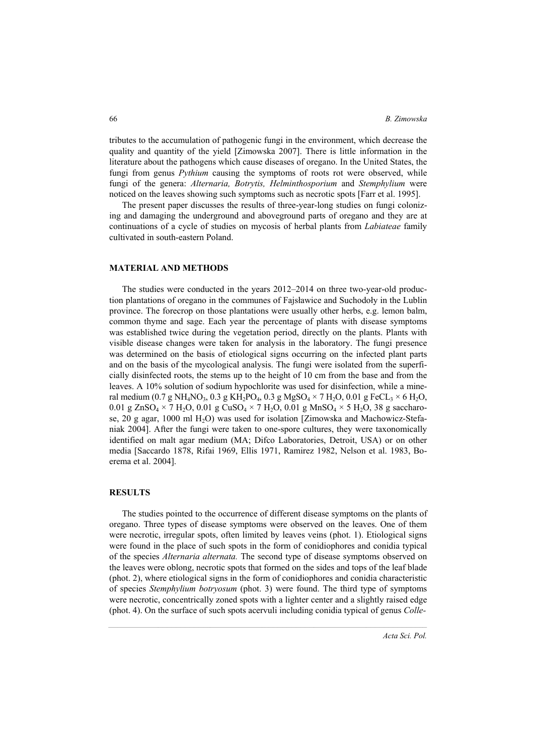tributes to the accumulation of pathogenic fungi in the environment, which decrease the quality and quantity of the yield [Zimowska 2007]. There is little information in the literature about the pathogens which cause diseases of oregano. In the United States, the fungi from genus *Pythium* causing the symptoms of roots rot were observed, while fungi of the genera: *Alternaria, Botrytis, Helminthosporium* and *Stemphylium* were noticed on the leaves showing such symptoms such as necrotic spots [Farr et al. 1995].

The present paper discusses the results of three-year-long studies on fungi colonizing and damaging the underground and aboveground parts of oregano and they are at continuations of a cycle of studies on mycosis of herbal plants from *Labiateae* family cultivated in south-eastern Poland.

## MATERIAL AND METHODS

The studies were conducted in the years 2012–2014 on three two-year-old production plantations of oregano in the communes of Fajsławice and Suchodoły in the Lublin province. The forecrop on those plantations were usually other herbs, e.g. lemon balm, common thyme and sage. Each year the percentage of plants with disease symptoms was established twice during the vegetation period, directly on the plants. Plants with visible disease changes were taken for analysis in the laboratory. The fungi presence was determined on the basis of etiological signs occurring on the infected plant parts and on the basis of the mycological analysis. The fungi were isolated from the superficially disinfected roots, the stems up to the height of 10 cm from the base and from the leaves. A 10% solution of sodium hypochlorite was used for disinfection, while a mineral medium (0.7 g $NH_4NO_3$, 0.3 g $KH_2PO_4$, 0.3 g $MgSO_4 \times 7\,H_2O$, 0.01 g $FeCL_3 \times 6\,H_2O$, 0.01 g $ZnSO_4 \times 7\,H_2O$, 0.01 g $CuSO_4 \times 7\,H_2O$, 0.01 g $MnSO_4 \times 5\,H_2O$, 38 g saccharose, 20 g agar, 1000 ml $H_2O$) was used for isolation [Zimowska and Machowicz-Stefaniak 2004]. After the fungi were taken to one-spore cultures, they were taxonomically identified on malt agar medium (MA; Difco Laboratories, Detroit, USA) or on other media [Saccardo 1878, Rifai 1969, Ellis 1971, Ramirez 1982, Nelson et al. 1983, Boerema et al. 2004].

## RESULTS

The studies pointed to the occurrence of different disease symptoms on the plants of oregano. Three types of disease symptoms were observed on the leaves. One of them were necrotic, irregular spots, often limited by leaves veins (phot. 1). Etiological signs were found in the place of such spots in the form of conidiophores and conidia typical of the species *Alternaria alternata.* The second type of disease symptoms observed on the leaves were oblong, necrotic spots that formed on the sides and tops of the leaf blade (phot. 2), where etiological signs in the form of conidiophores and conidia characteristic of species *Stemphylium botryosum* (phot. 3) were found. The third type of symptoms were necrotic, concentrically zoned spots with a lighter center and a slightly raised edge (phot. 4). On the surface of such spots acervuli including conidia typical of genus *Colle-*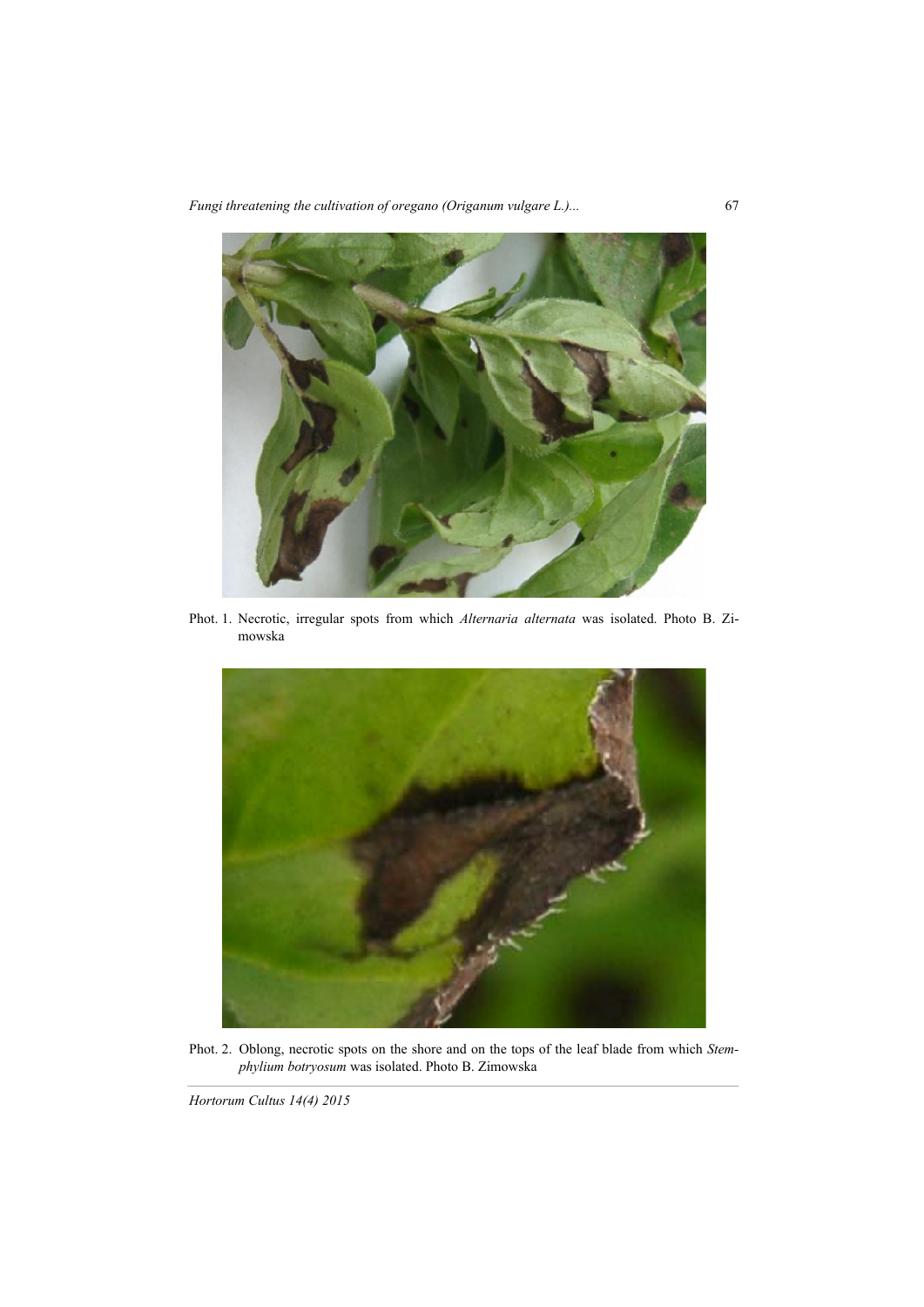Phot. 1. Necrotic, irregular spots from which *Alternaria alternata* was isolated. Photo B. Zimowska

Phot. 2. Oblong, necrotic spots on the shore and on the tops of the leaf blade from which *Stemphylium botryosum* was isolated. Photo B. Zimowska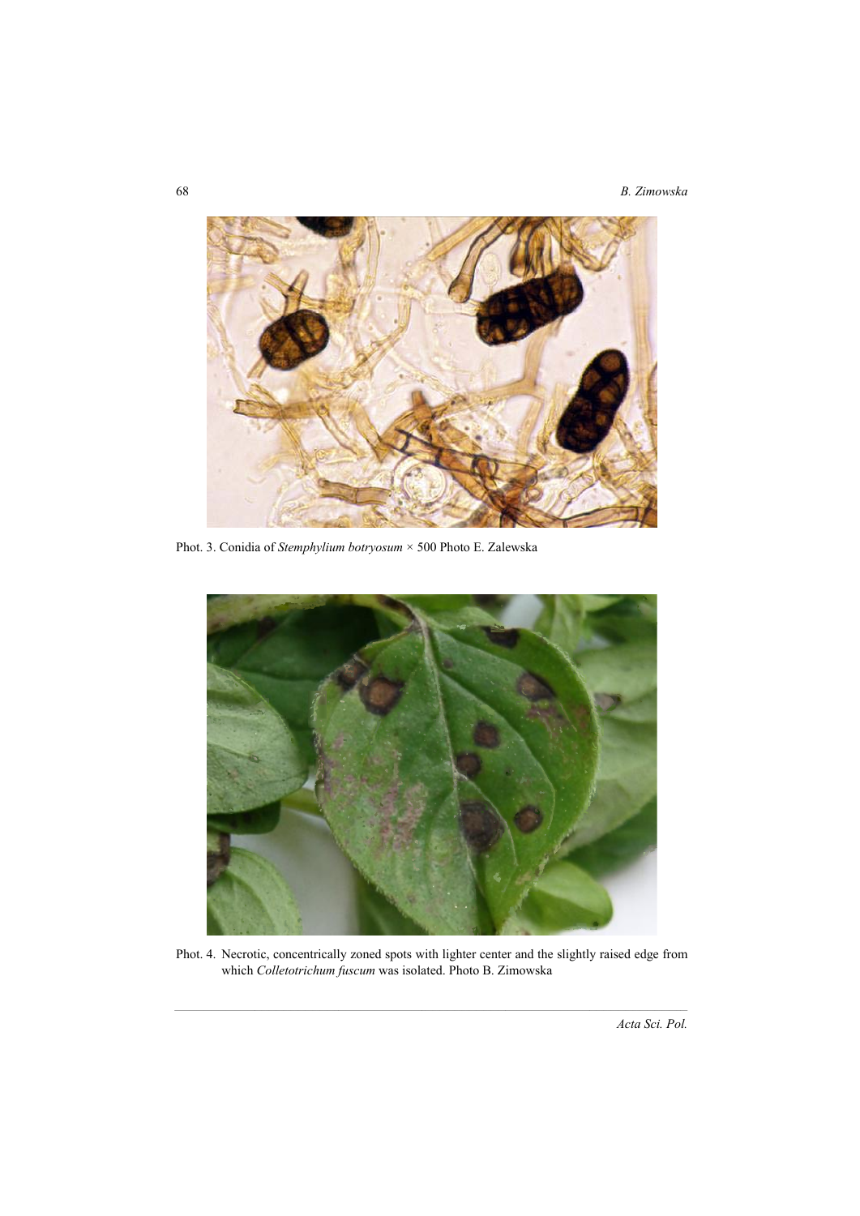Phot. 3. Conidia of *Stemphylium botryosum* × 500 Photo E. Zalewska

Phot. 4. Necrotic, concentrically zoned spots with lighter center and the slightly raised edge from which *Colletotrichum fuscum* was isolated. Photo B. Zimowska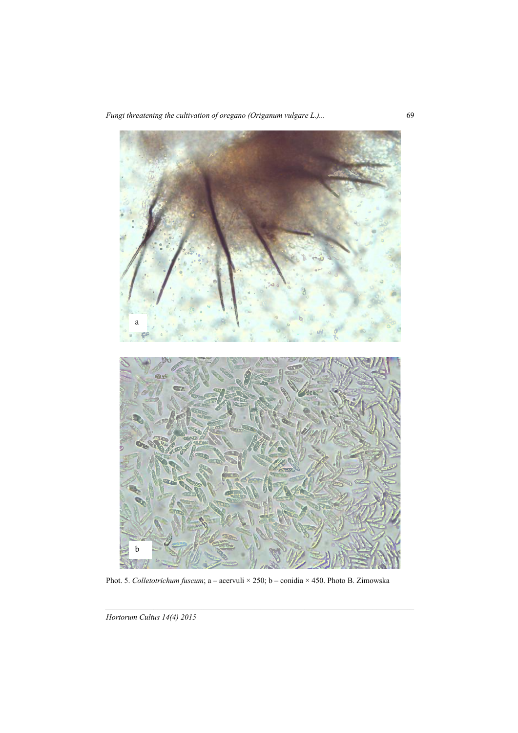Phot. 5. *Colletotrichum fuscum*; a – acervuli × 250; b – conidia × 450. Photo B. Zimowska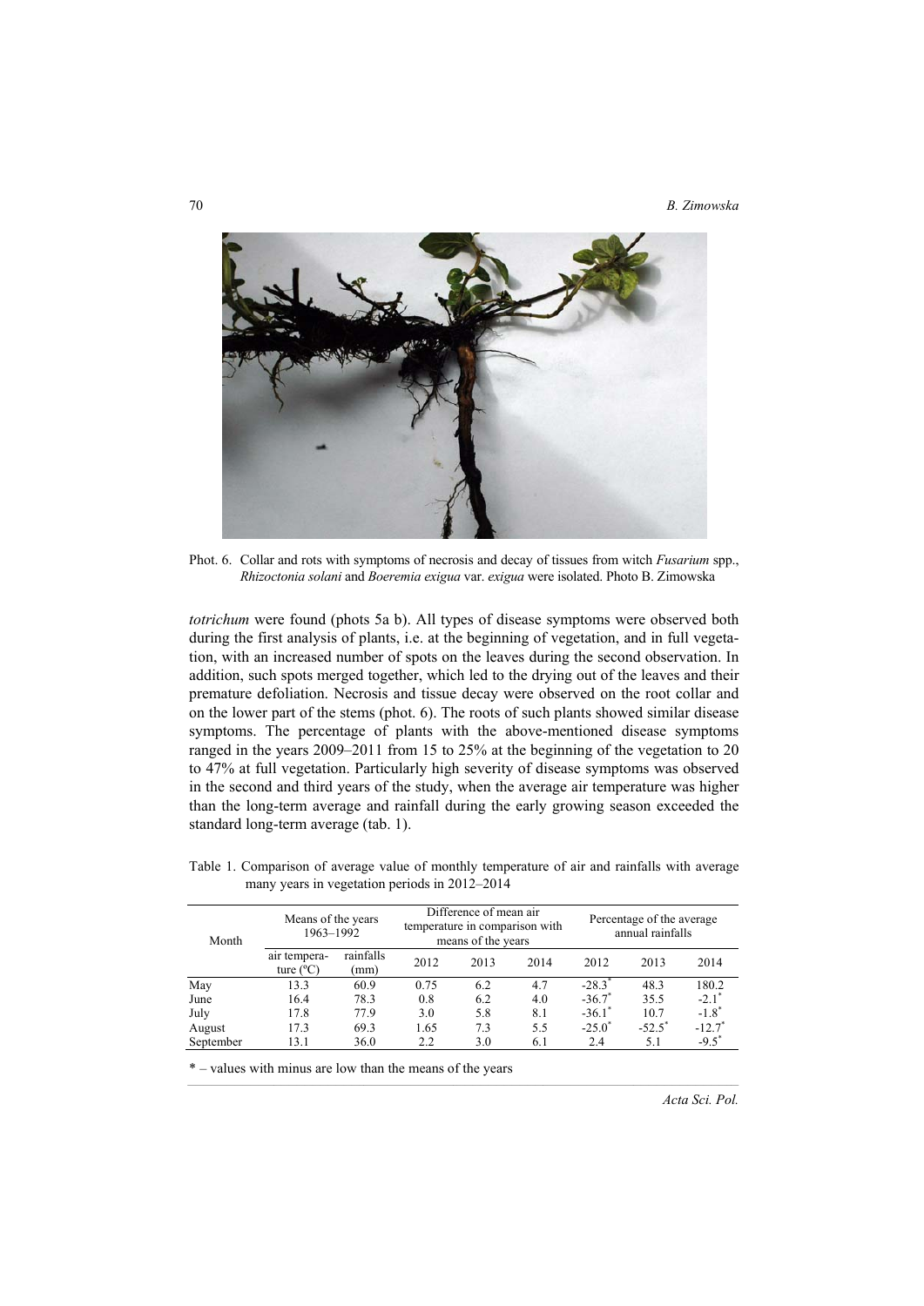Phot. 6. Collar and rots with symptoms of necrosis and decay of tissues from witch *Fusarium* spp., *Rhizoctonia solani* and *Boeremia exigua* var. *exigua* were isolated. Photo B. Zimowska

*totrichum* were found (phots 5a b). All types of disease symptoms were observed both during the first analysis of plants, i.e. at the beginning of vegetation, and in full vegetation, with an increased number of spots on the leaves during the second observation. In addition, such spots merged together, which led to the drying out of the leaves and their premature defoliation. Necrosis and tissue decay were observed on the root collar and on the lower part of the stems (phot. 6). The roots of such plants showed similar disease symptoms. The percentage of plants with the above-mentioned disease symptoms ranged in the years 2009–2011 from 15 to 25% at the beginning of the vegetation to 20 to 47% at full vegetation. Particularly high severity of disease symptoms was observed in the second and third years of the study, when the average air temperature was higher than the long-term average and rainfall during the early growing season exceeded the standard long-term average (tab. 1).

Table 1. Comparison of average value of monthly temperature of air and rainfalls with average many years in vegetation periods in 2012–2014

| Month | Means of the years 1963–1992 | | Difference of mean air temperature in comparison with means of the years | | | Percentage of the average annual rainfalls | | |
|---|---|---|---|---|---|---|---|---|
| | air temperature (°C) | rainfalls (mm) | 2012 | 2013 | 2014 | 2012 | 2013 | 2014 |
| May | 13.3 | 60.9 | 0.75 | 6.2 | 4.7 | -28.3* | 48.3 | 180.2 |
| June | 16.4 | 78.3 | 0.8 | 6.2 | 4.0 | -36.7* | 35.5 | -2.1* |
| July | 17.8 | 77.9 | 3.0 | 5.8 | 8.1 | -36.1* | 10.7 | -1.8* |
| August | 17.3 | 69.3 | 1.65 | 7.3 | 5.5 | -25.0* | -52.5* | -12.7* |
| September | 13.1 | 36.0 | 2.2 | 3.0 | 6.1 | 2.4 | 5.1 | -9.5* |

* – values with minus are low than the means of the years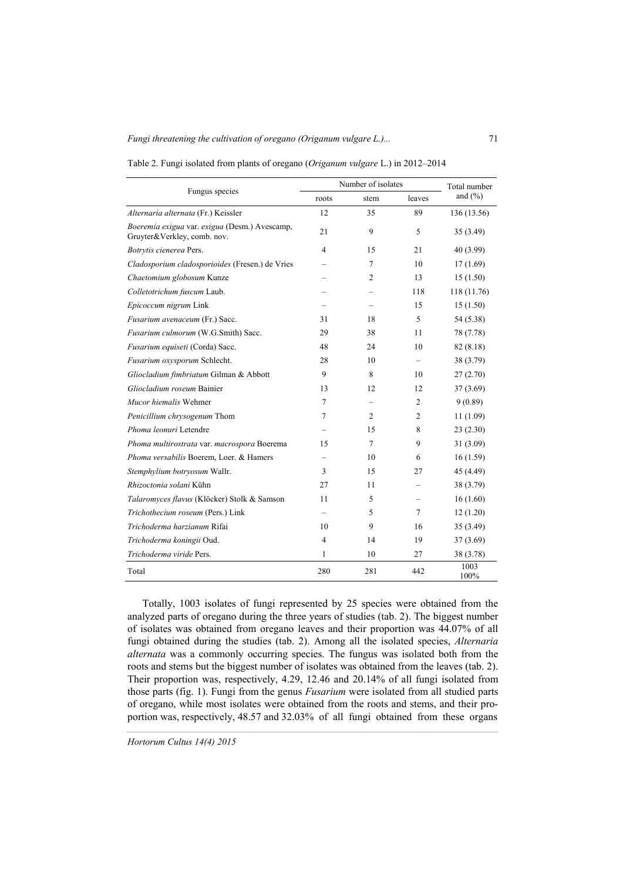Table 2. Fungi isolated from plants of oregano (*Origanum vulgare* L.) in 2012–2014

| Fungus species | Number of isolates | | | Total number and (%) |
|---|---|---|---|---|
| | roots | stem | leaves | |
| *Alternaria alternata* (Fr.) Keissler | 12 | 35 | 89 | 136 (13.56) |
| *Boeremia exigua* var. *exigua* (Desm.) Avescamp, Gruyter&Verkley, comb. nov. | 21 | 9 | 5 | 35 (3.49) |
| *Botrytis cienerea* Pers. | 4 | 15 | 21 | 40 (3.99) |
| *Cladosporium cladosporioides* (Fresen.) de Vries | – | 7 | 10 | 17 (1.69) |
| *Chaetomium globosum* Kunze | – | 2 | 13 | 15 (1.50) |
| *Colletotrichum fuscum* Laub. | – | – | 118 | 118 (11.76) |
| *Epicoccum nigrum* Link | – | – | 15 | 15 (1.50) |
| *Fusarium avenaceum* (Fr.) Sacc. | 31 | 18 | 5 | 54 (5.38) |
| *Fusarium culmorum* (W.G.Smith) Sacc. | 29 | 38 | 11 | 78 (7.78) |
| *Fusarium equiseti* (Corda) Sacc. | 48 | 24 | 10 | 82 (8.18) |
| *Fusarium oxysporum* Schlecht. | 28 | 10 | – | 38 (3.79) |
| *Gliocladium fimbriatum* Gilman & Abbott | 9 | 8 | 10 | 27 (2.70) |
| *Gliocladium roseum* Bainier | 13 | 12 | 12 | 37 (3.69) |
| *Mucor hiemalis* Wehmer | 7 | – | 2 | 9 (0.89) |
| *Penicillium chrysogenum* Thom | 7 | 2 | 2 | 11 (1.09) |
| *Phoma leonuri* Letendre | – | 15 | 8 | 23 (2.30) |
| *Phoma multirostrata* var. *macrospora* Boerema | 15 | 7 | 9 | 31 (3.09) |
| *Phoma versabilis* Boerem, Loer. & Hamers | – | 10 | 6 | 16 (1.59) |
| *Stemphylium botryosum* Wallr. | 3 | 15 | 27 | 45 (4.49) |
| *Rhizoctonia solani* Kühn | 27 | 11 | – | 38 (3.79) |
| *Talaromyces flavus* (Klöcker) Stolk & Samson | 11 | 5 | – | 16 (1.60) |
| *Trichothecium roseum* (Pers.) Link | – | 5 | 7 | 12 (1.20) |
| *Trichoderma harzianum* Rifai | 10 | 9 | 16 | 35 (3.49) |
| *Trichoderma koningii* Oud. | 4 | 14 | 19 | 37 (3.69) |
| *Trichoderma viride* Pers. | 1 | 10 | 27 | 38 (3.78) |
| Total | 280 | 281 | 442 | 1003 100% |

Totally, 1003 isolates of fungi represented by 25 species were obtained from the analyzed parts of oregano during the three years of studies (tab. 2). The biggest number of isolates was obtained from oregano leaves and their proportion was 44.07% of all fungi obtained during the studies (tab. 2). Among all the isolated species, *Alternaria alternata* was a commonly occurring species. The fungus was isolated both from the roots and stems but the biggest number of isolates was obtained from the leaves (tab. 2). Their proportion was, respectively, 4.29, 12.46 and 20.14% of all fungi isolated from those parts (fig. 1). Fungi from the genus *Fusarium* were isolated from all studied parts of oregano, while most isolates were obtained from the roots and stems, and their proportion was, respectively, 48.57 and 32.03% of all fungi obtained from these organs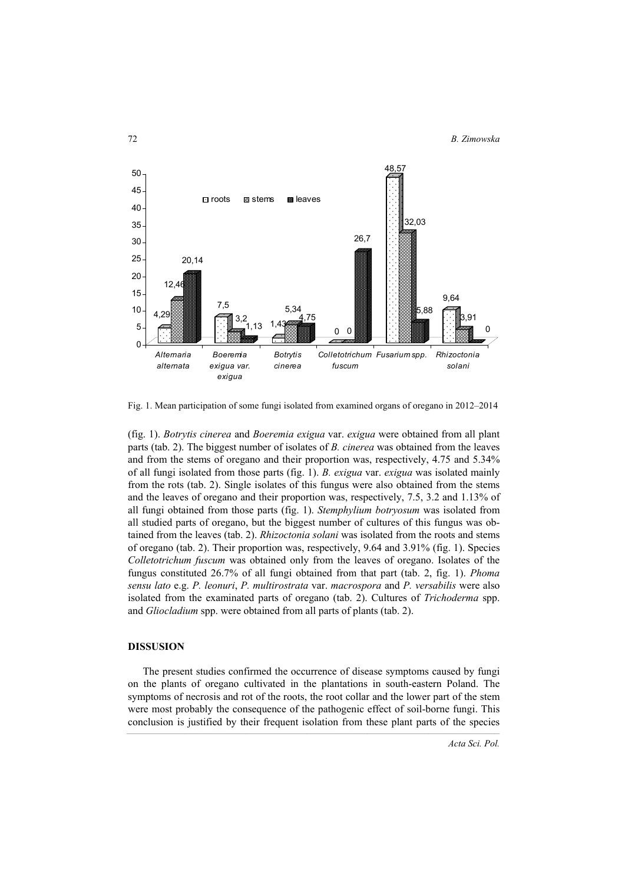Fig. 1. Mean participation of some fungi isolated from examined organs of oregano in 2012–2014

(fig. 1). *Botrytis cinerea* and *Boeremia exigua* var. *exigua* were obtained from all plant parts (tab. 2). The biggest number of isolates of *B. cinerea* was obtained from the leaves and from the stems of oregano and their proportion was, respectively, 4.75 and 5.34% of all fungi isolated from those parts (fig. 1). *B. exigua* var. *exigua* was isolated mainly from the rots (tab. 2). Single isolates of this fungus were also obtained from the stems and the leaves of oregano and their proportion was, respectively, 7.5, 3.2 and 1.13% of all fungi obtained from those parts (fig. 1). *Stemphylium botryosum* was isolated from all studied parts of oregano, but the biggest number of cultures of this fungus was obtained from the leaves (tab. 2). *Rhizoctonia solani* was isolated from the roots and stems of oregano (tab. 2). Their proportion was, respectively, 9.64 and 3.91% (fig. 1). Species *Colletotrichum fuscum* was obtained only from the leaves of oregano. Isolates of the fungus constituted 26.7% of all fungi obtained from that part (tab. 2, fig. 1). *Phoma sensu lato* e.g. *P. leonuri*, *P. multirostrata* var. *macrospora* and *P. versabilis* were also isolated from the examinated parts of oregano (tab. 2). Cultures of *Trichoderma* spp. and *Gliocladium* spp. were obtained from all parts of plants (tab. 2).

## DISSUSION

The present studies confirmed the occurrence of disease symptoms caused by fungi on the plants of oregano cultivated in the plantations in south-eastern Poland. The symptoms of necrosis and rot of the roots, the root collar and the lower part of the stem were most probably the consequence of the pathogenic effect of soil-borne fungi. This conclusion is justified by their frequent isolation from these plant parts of the species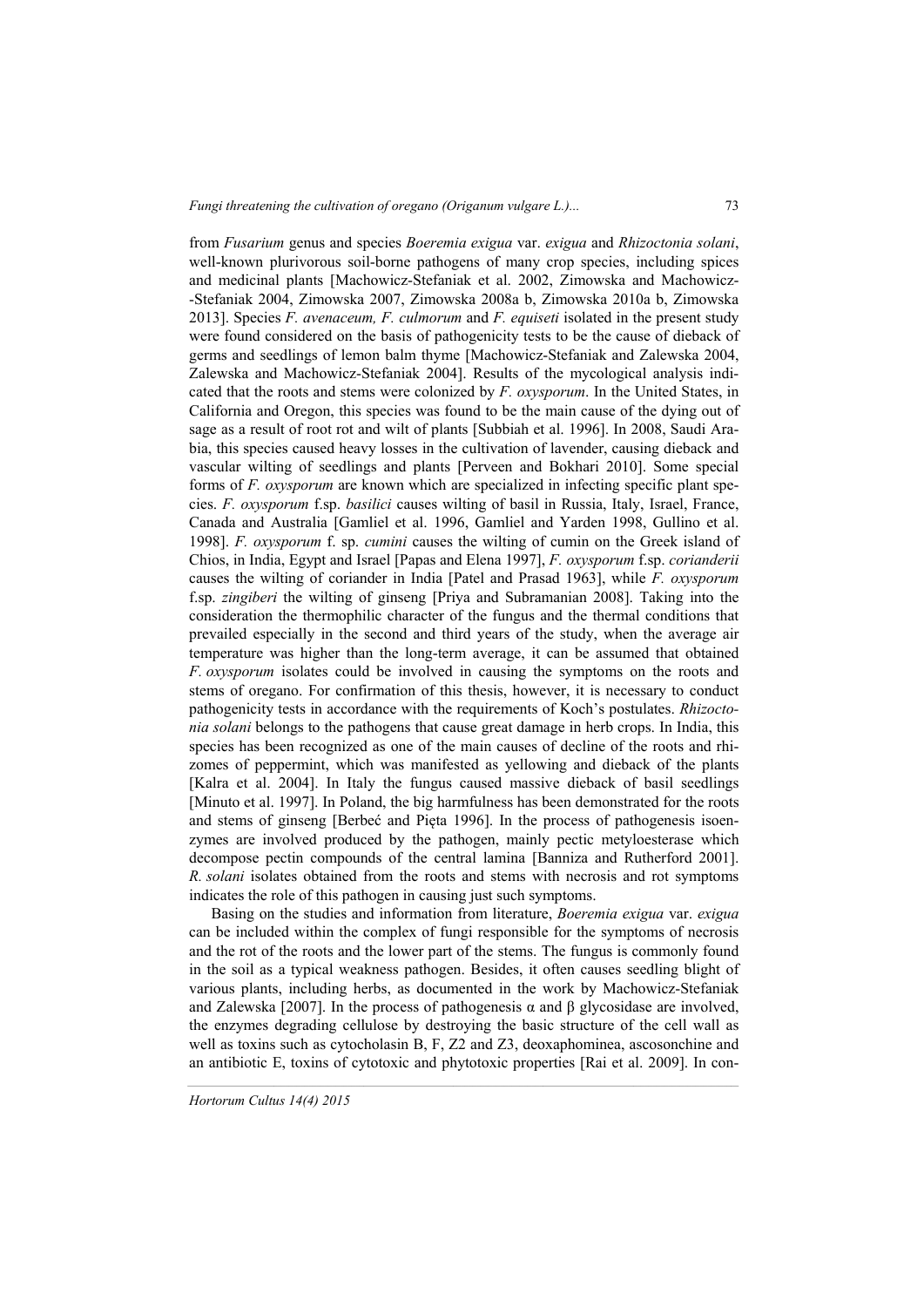from *Fusarium* genus and species *Boeremia exigua* var. *exigua* and *Rhizoctonia solani*, well-known plurivorous soil-borne pathogens of many crop species, including spices and medicinal plants [Machowicz-Stefaniak et al. 2002, Zimowska and Machowicz-Stefaniak 2004, Zimowska 2007, Zimowska 2008a b, Zimowska 2010a b, Zimowska 2013]. Species *F. avenaceum, F. culmorum* and *F. equiseti* isolated in the present study were found considered on the basis of pathogenicity tests to be the cause of dieback of germs and seedlings of lemon balm thyme [Machowicz-Stefaniak and Zalewska 2004, Zalewska and Machowicz-Stefaniak 2004]. Results of the mycological analysis indicated that the roots and stems were colonized by *F. oxysporum*. In the United States, in California and Oregon, this species was found to be the main cause of the dying out of sage as a result of root rot and wilt of plants [Subbiah et al. 1996]. In 2008, Saudi Arabia, this species caused heavy losses in the cultivation of lavender, causing dieback and vascular wilting of seedlings and plants [Perveen and Bokhari 2010]. Some special forms of *F. oxysporum* are known which are specialized in infecting specific plant species. *F. oxysporum* f.sp. *basilici* causes wilting of basil in Russia, Italy, Israel, France, Canada and Australia [Gamliel et al. 1996, Gamliel and Yarden 1998, Gullino et al. 1998]. *F. oxysporum* f. sp. *cumini* causes the wilting of cumin on the Greek island of Chios, in India, Egypt and Israel [Papas and Elena 1997], *F. oxysporum* f.sp. *corianderii* causes the wilting of coriander in India [Patel and Prasad 1963], while *F. oxysporum* f.sp. *zingiberi* the wilting of ginseng [Priya and Subramanian 2008]. Taking into the consideration the thermophilic character of the fungus and the thermal conditions that prevailed especially in the second and third years of the study, when the average air temperature was higher than the long-term average, it can be assumed that obtained *F. oxysporum* isolates could be involved in causing the symptoms on the roots and stems of oregano. For confirmation of this thesis, however, it is necessary to conduct pathogenicity tests in accordance with the requirements of Koch's postulates. *Rhizoctonia solani* belongs to the pathogens that cause great damage in herb crops. In India, this species has been recognized as one of the main causes of decline of the roots and rhizomes of peppermint, which was manifested as yellowing and dieback of the plants [Kalra et al. 2004]. In Italy the fungus caused massive dieback of basil seedlings [Minuto et al. 1997]. In Poland, the big harmfulness has been demonstrated for the roots and stems of ginseng [Berbeć and Pięta 1996]. In the process of pathogenesis isoenzymes are involved produced by the pathogen, mainly pectic metyloesterase which decompose pectin compounds of the central lamina [Banniza and Rutherford 2001]. *R. solani* isolates obtained from the roots and stems with necrosis and rot symptoms indicates the role of this pathogen in causing just such symptoms.

Basing on the studies and information from literature, *Boeremia exigua* var. *exigua* can be included within the complex of fungi responsible for the symptoms of necrosis and the rot of the roots and the lower part of the stems. The fungus is commonly found in the soil as a typical weakness pathogen. Besides, it often causes seedling blight of various plants, including herbs, as documented in the work by Machowicz-Stefaniak and Zalewska [2007]. In the process of pathogenesis α and β glycosidase are involved, the enzymes degrading cellulose by destroying the basic structure of the cell wall as well as toxins such as cytocholasin B, F, Z2 and Z3, deoxaphominea, ascosonchine and an antibiotic E, toxins of cytotoxic and phytotoxic properties [Rai et al. 2009]. In con-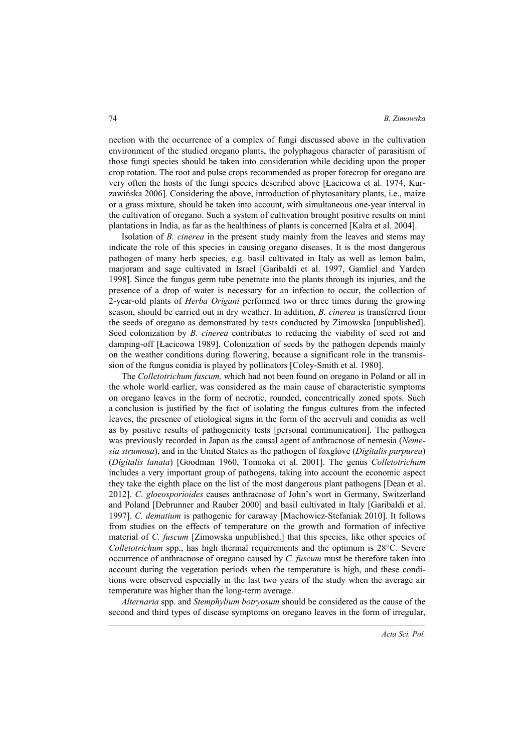nection with the occurrence of a complex of fungi discussed above in the cultivation environment of the studied oregano plants, the polyphagous character of parasitism of those fungi species should be taken into consideration while deciding upon the proper crop rotation. The root and pulse crops recommended as proper forecrop for oregano are very often the hosts of the fungi species described above [Łacicowa et al. 1974, Kurzawińska 2006]. Considering the above, introduction of phytosanitary plants, i.e., maize or a grass mixture, should be taken into account, with simultaneous one-year interval in the cultivation of oregano. Such a system of cultivation brought positive results on mint plantations in India, as far as the healthiness of plants is concerned [Kalra et al. 2004].

Isolation of *B. cinerea* in the present study mainly from the leaves and stems may indicate the role of this species in causing oregano diseases. It is the most dangerous pathogen of many herb species, e.g. basil cultivated in Italy as well as lemon balm, marjoram and sage cultivated in Israel [Garibaldi et al. 1997, Gamliel and Yarden 1998]. Since the fungus germ tube penetrate into the plants through its injuries, and the presence of a drop of water is necessary for an infection to occur, the collection of 2-year-old plants of *Herba Origani* performed two or three times during the growing season, should be carried out in dry weather. In addition, *B. cinerea* is transferred from the seeds of oregano as demonstrated by tests conducted by Zimowska [unpublished]. Seed colonization by *B. cinerea* contributes to reducing the viability of seed rot and damping-off [Łacicowa 1989]. Colonization of seeds by the pathogen depends mainly on the weather conditions during flowering, because a significant role in the transmission of the fungus conidia is played by pollinators [Coley-Smith et al. 1980].

The *Colletotrichum fuscum,* which had not been found on oregano in Poland or all in the whole world earlier, was considered as the main cause of characteristic symptoms on oregano leaves in the form of necrotic, rounded, concentrically zoned spots. Such a conclusion is justified by the fact of isolating the fungus cultures from the infected leaves, the presence of etiological signs in the form of the acervuli and conidia as well as by positive results of pathogenicity tests [personal communication]. The pathogen was previously recorded in Japan as the causal agent of anthracnose of nemesia (*Nemesia strumosa*), and in the United States as the pathogen of foxglove (*Digitalis purpurea*) (*Digitalis lanata*) [Goodman 1960, Tomioka et al. 2001]. The genus *Colletotrichum* includes a very important group of pathogens, taking into account the economic aspect they take the eighth place on the list of the most dangerous plant pathogens [Dean et al. 2012]. *C. gloeosporioides* causes anthracnose of John's wort in Germany, Switzerland and Poland [Debrunner and Rauber 2000] and basil cultivated in Italy [Garibaldi et al. 1997]. *C. dematium* is pathogenic for caraway [Machowicz-Stefaniak 2010]. It follows from studies on the effects of temperature on the growth and formation of infective material of *C. fuscum* [Zimowska unpublished.] that this species, like other species of *Colletotrichum* spp., has high thermal requirements and the optimum is 28°C. Severe occurrence of anthracnose of oregano caused by *C. fuscum* must be therefore taken into account during the vegetation periods when the temperature is high, and these conditions were observed especially in the last two years of the study when the average air temperature was higher than the long-term average.

*Alternaria* spp. and *Stemphylium botryosum* should be considered as the cause of the second and third types of disease symptoms on oregano leaves in the form of irregular,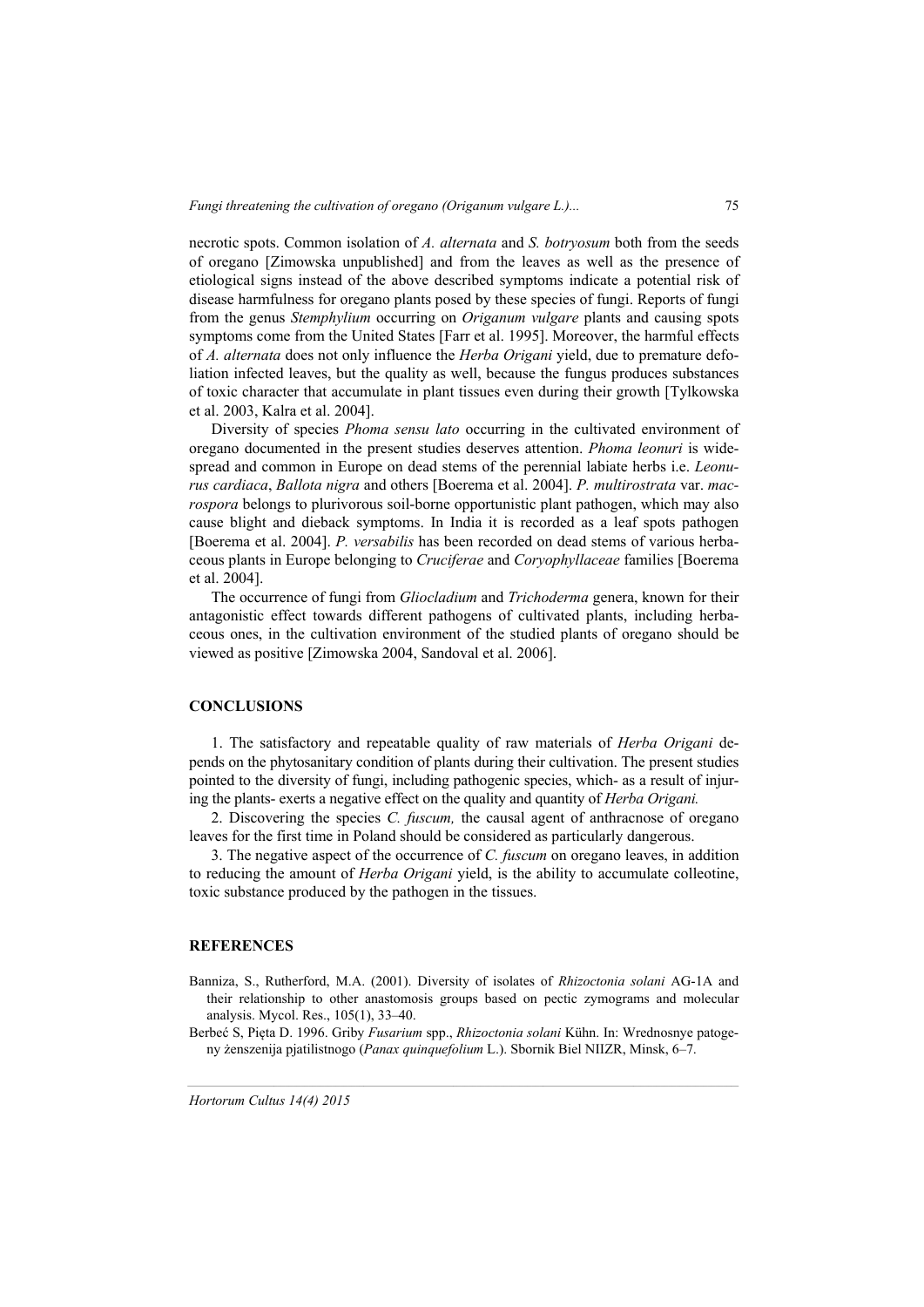necrotic spots. Common isolation of *A. alternata* and *S. botryosum* both from the seeds of oregano [Zimowska unpublished] and from the leaves as well as the presence of etiological signs instead of the above described symptoms indicate a potential risk of disease harmfulness for oregano plants posed by these species of fungi. Reports of fungi from the genus *Stemphylium* occurring on *Origanum vulgare* plants and causing spots symptoms come from the United States [Farr et al. 1995]. Moreover, the harmful effects of *A. alternata* does not only influence the *Herba Origani* yield, due to premature defoliation infected leaves, but the quality as well, because the fungus produces substances of toxic character that accumulate in plant tissues even during their growth [Tylkowska et al. 2003, Kalra et al. 2004].

Diversity of species *Phoma sensu lato* occurring in the cultivated environment of oregano documented in the present studies deserves attention. *Phoma leonuri* is widespread and common in Europe on dead stems of the perennial labiate herbs i.e. *Leonurus cardiaca*, *Ballota nigra* and others [Boerema et al. 2004]. *P. multirostrata* var. *macrospora* belongs to plurivorous soil-borne opportunistic plant pathogen, which may also cause blight and dieback symptoms. In India it is recorded as a leaf spots pathogen [Boerema et al. 2004]. *P. versabilis* has been recorded on dead stems of various herbaceous plants in Europe belonging to *Cruciferae* and *Coryophyllaceae* families [Boerema et al. 2004].

The occurrence of fungi from *Gliocladium* and *Trichoderma* genera, known for their antagonistic effect towards different pathogens of cultivated plants, including herbaceous ones, in the cultivation environment of the studied plants of oregano should be viewed as positive [Zimowska 2004, Sandoval et al. 2006].

## CONCLUSIONS

1. The satisfactory and repeatable quality of raw materials of *Herba Origani* depends on the phytosanitary condition of plants during their cultivation. The present studies pointed to the diversity of fungi, including pathogenic species, which- as a result of injuring the plants- exerts a negative effect on the quality and quantity of *Herba Origani.*

2. Discovering the species *C. fuscum,* the causal agent of anthracnose of oregano leaves for the first time in Poland should be considered as particularly dangerous.

3. The negative aspect of the occurrence of *C. fuscum* on oregano leaves, in addition to reducing the amount of *Herba Origani* yield, is the ability to accumulate colleotine, toxic substance produced by the pathogen in the tissues.

## REFERENCES

Banniza, S., Rutherford, M.A. (2001). Diversity of isolates of *Rhizoctonia solani* AG-1A and their relationship to other anastomosis groups based on pectic zymograms and molecular analysis. Mycol. Res., 105(1), 33–40.

Berbeć S, Pięta D. 1996. Griby *Fusarium* spp., *Rhizoctonia solani* Kühn. In: Wrednosnye patogeny żenszenija pjatilistnogo (*Panax quinquefolium* L.). Sbornik Biel NIIZR, Minsk, 6–7.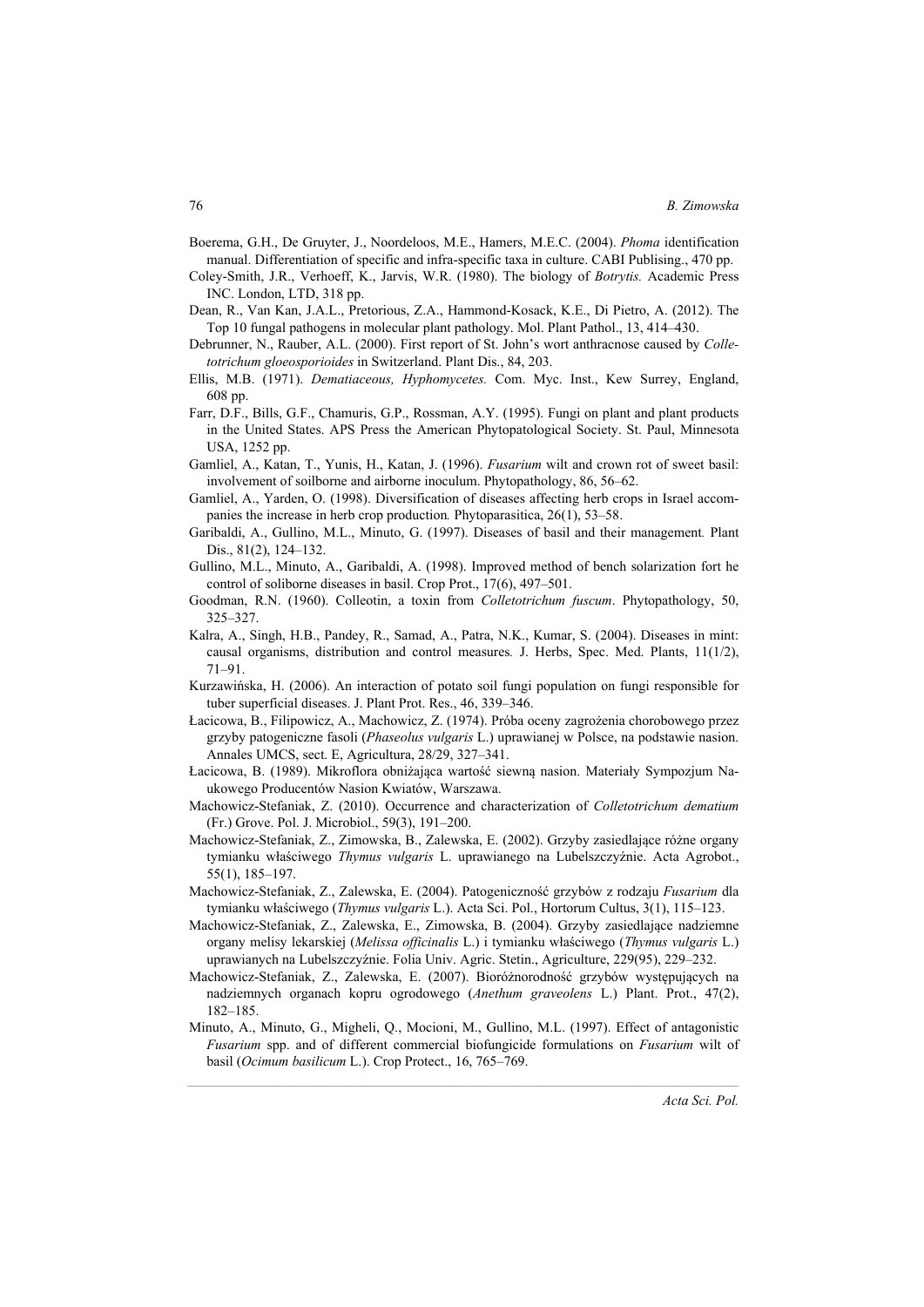Boerema, G.H., De Gruyter, J., Noordeloos, M.E., Hamers, M.E.C. (2004). *Phoma* identification manual. Differentiation of specific and infra-specific taxa in culture. CABI Publising., 470 pp.

Coley-Smith, J.R., Verhoeff, K., Jarvis, W.R. (1980). The biology of *Botrytis.* Academic Press INC. London, LTD, 318 pp.

Dean, R., Van Kan, J.A.L., Pretorious, Z.A., Hammond-Kosack, K.E., Di Pietro, A. (2012). The Top 10 fungal pathogens in molecular plant pathology. Mol. Plant Pathol., 13, 414–430.

Debrunner, N., Rauber, A.L. (2000). First report of St. John's wort anthracnose caused by *Colletotrichum gloeosporioides* in Switzerland. Plant Dis., 84, 203.

Ellis, M.B. (1971). *Dematiaceous, Hyphomycetes.* Com. Myc. Inst., Kew Surrey, England, 608 pp.

Farr, D.F., Bills, G.F., Chamuris, G.P., Rossman, A.Y. (1995). Fungi on plant and plant products in the United States. APS Press the American Phytopatological Society. St. Paul, Minnesota USA, 1252 pp.

Gamliel, A., Katan, T., Yunis, H., Katan, J. (1996). *Fusarium* wilt and crown rot of sweet basil: involvement of soilborne and airborne inoculum. Phytopathology, 86, 56–62.

Gamliel, A., Yarden, O. (1998). Diversification of diseases affecting herb crops in Israel accompanies the increase in herb crop production*.* Phytoparasitica, 26(1), 53–58.

Garibaldi, A., Gullino, M.L., Minuto, G. (1997). Diseases of basil and their management*.* Plant Dis., 81(2), 124–132.

Gullino, M.L., Minuto, A., Garibaldi, A. (1998). Improved method of bench solarization fort he control of soliborne diseases in basil. Crop Prot., 17(6), 497–501.

Goodman, R.N. (1960). Colleotin, a toxin from *Colletotrichum fuscum*. Phytopathology, 50, 325–327.

Kalra, A., Singh, H.B., Pandey, R., Samad, A., Patra, N.K., Kumar, S. (2004). Diseases in mint: causal organisms, distribution and control measures*.* J. Herbs, Spec. Med. Plants, 11(1/2), 71–91.

Kurzawińska, H. (2006). An interaction of potato soil fungi population on fungi responsible for tuber superficial diseases. J. Plant Prot. Res., 46, 339–346.

Łacicowa, B., Filipowicz, A., Machowicz, Z. (1974). Próba oceny zagrożenia chorobowego przez grzyby patogeniczne fasoli (*Phaseolus vulgaris* L.) uprawianej w Polsce, na podstawie nasion. Annales UMCS, sect. E, Agricultura, 28/29, 327–341.

Łacicowa, B. (1989). Mikroflora obniżająca wartość siewną nasion. Materiały Sympozjum Naukowego Producentów Nasion Kwiatów, Warszawa.

Machowicz-Stefaniak, Z. (2010). Occurrence and characterization of *Colletotrichum dematium* (Fr.) Grove. Pol. J. Microbiol., 59(3), 191–200.

Machowicz-Stefaniak, Z., Zimowska, B., Zalewska, E. (2002). Grzyby zasiedlające różne organy tymianku właściwego *Thymus vulgaris* L. uprawianego na Lubelszczyźnie. Acta Agrobot., 55(1), 185–197.

Machowicz-Stefaniak, Z., Zalewska, E. (2004). Patogeniczność grzybów z rodzaju *Fusarium* dla tymianku właściwego (*Thymus vulgaris* L.). Acta Sci. Pol., Hortorum Cultus, 3(1), 115–123.

Machowicz-Stefaniak, Z., Zalewska, E., Zimowska, B. (2004). Grzyby zasiedlające nadziemne organy melisy lekarskiej (*Melissa officinalis* L.) i tymianku właściwego (*Thymus vulgaris* L.) uprawianych na Lubelszczyźnie. Folia Univ. Agric. Stetin., Agriculture, 229(95), 229–232.

Machowicz-Stefaniak, Z., Zalewska, E. (2007). Bioróżnorodność grzybów występujących na nadziemnych organach kopru ogrodowego (*Anethum graveolens* L.) Plant. Prot., 47(2), 182–185.

Minuto, A., Minuto, G., Migheli, Q., Mocioni, M., Gullino, M.L. (1997). Effect of antagonistic *Fusarium* spp. and of different commercial biofungicide formulations on *Fusarium* wilt of basil (*Ocimum basilicum* L.). Crop Protect., 16, 765–769.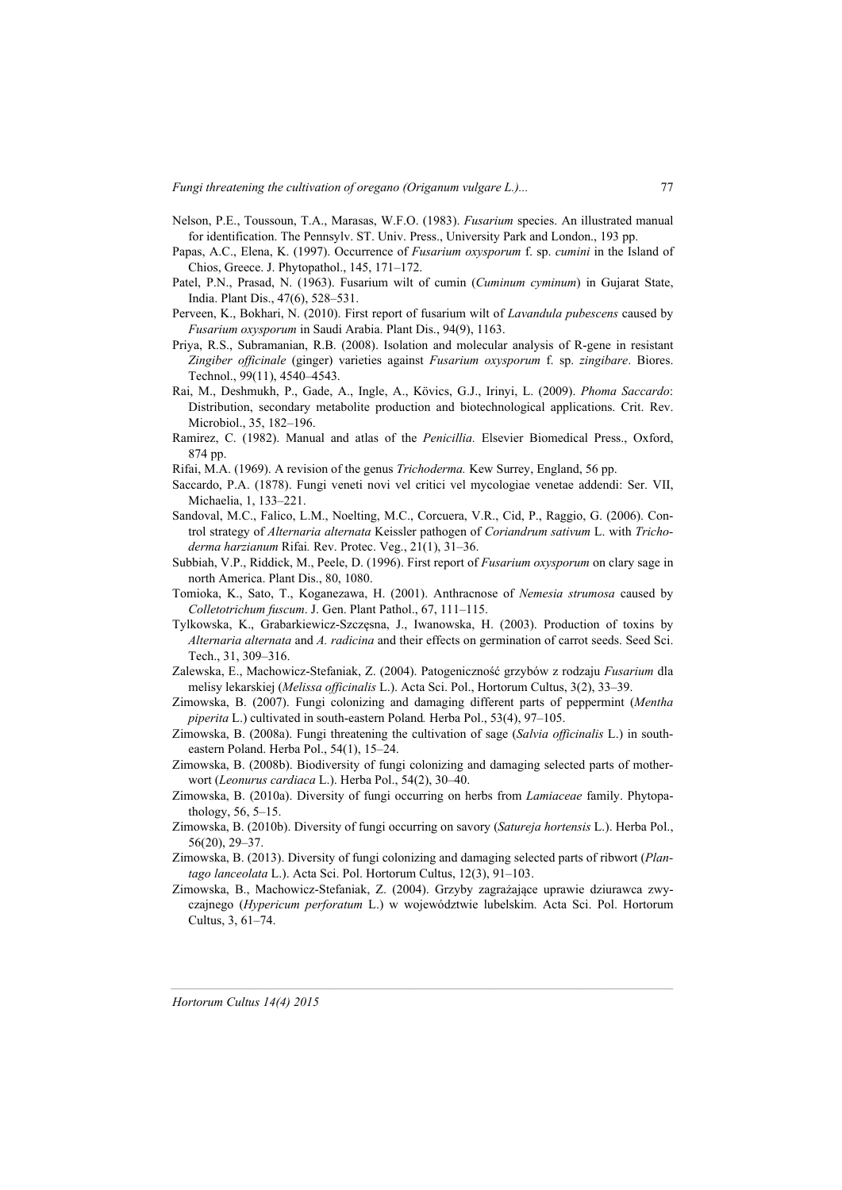Nelson, P.E., Toussoun, T.A., Marasas, W.F.O. (1983). *Fusarium* species. An illustrated manual for identification. The Pennsylv. ST. Univ. Press., University Park and London., 193 pp.

Papas, A.C., Elena, K. (1997). Occurrence of *Fusarium oxysporum* f. sp. *cumini* in the Island of Chios, Greece. J. Phytopathol., 145, 171–172.

Patel, P.N., Prasad, N. (1963). Fusarium wilt of cumin (*Cuminum cyminum*) in Gujarat State, India. Plant Dis., 47(6), 528–531.

Perveen, K., Bokhari, N. (2010). First report of fusarium wilt of *Lavandula pubescens* caused by *Fusarium oxysporum* in Saudi Arabia. Plant Dis., 94(9), 1163.

Priya, R.S., Subramanian, R.B. (2008). Isolation and molecular analysis of R-gene in resistant *Zingiber officinale* (ginger) varieties against *Fusarium oxysporum* f. sp. *zingibare*. Biores. Technol., 99(11), 4540–4543.

Rai, M., Deshmukh, P., Gade, A., Ingle, A., Kövics, G.J., Irinyi, L. (2009). *Phoma Saccardo*: Distribution, secondary metabolite production and biotechnological applications. Crit. Rev. Microbiol., 35, 182–196.

Ramirez, C. (1982). Manual and atlas of the *Penicillia*. Elsevier Biomedical Press., Oxford, 874 pp.

Rifai, M.A. (1969). A revision of the genus *Trichoderma.* Kew Surrey, England, 56 pp.

Saccardo, P.A. (1878). Fungi veneti novi vel critici vel mycologiae venetae addendi: Ser. VII, Michaelia, 1, 133–221.

Sandoval, M.C., Falico, L.M., Noelting, M.C., Corcuera, V.R., Cid, P., Raggio, G. (2006). Control strategy of *Alternaria alternata* Keissler pathogen of *Coriandrum sativum* L. with *Trichoderma harzianum* Rifai*.* Rev. Protec. Veg., 21(1), 31–36.

Subbiah, V.P., Riddick, M., Peele, D. (1996). First report of *Fusarium oxysporum* on clary sage in north America. Plant Dis., 80, 1080.

Tomioka, K., Sato, T., Koganezawa, H. (2001). Anthracnose of *Nemesia strumosa* caused by *Colletotrichum fuscum*. J. Gen. Plant Pathol., 67, 111–115.

Tylkowska, K., Grabarkiewicz-Szczęsna, J., Iwanowska, H. (2003). Production of toxins by *Alternaria alternata* and *A. radicina* and their effects on germination of carrot seeds. Seed Sci. Tech., 31, 309–316.

Zalewska, E., Machowicz-Stefaniak, Z. (2004). Patogeniczność grzybów z rodzaju *Fusarium* dla melisy lekarskiej (*Melissa officinalis* L.). Acta Sci. Pol., Hortorum Cultus, 3(2), 33–39.

Zimowska, B. (2007). Fungi colonizing and damaging different parts of peppermint (*Mentha piperita* L.) cultivated in south-eastern Poland*.* Herba Pol., 53(4), 97–105.

Zimowska, B. (2008a). Fungi threatening the cultivation of sage (*Salvia officinalis* L.) in south-eastern Poland. Herba Pol., 54(1), 15–24.

Zimowska, B. (2008b). Biodiversity of fungi colonizing and damaging selected parts of motherwort (*Leonurus cardiaca* L.). Herba Pol., 54(2), 30–40.

Zimowska, B. (2010a). Diversity of fungi occurring on herbs from *Lamiaceae* family. Phytopathology, 56, 5–15.

Zimowska, B. (2010b). Diversity of fungi occurring on savory (*Satureja hortensis* L.). Herba Pol., 56(20), 29–37.

Zimowska, B. (2013). Diversity of fungi colonizing and damaging selected parts of ribwort (*Plantago lanceolata* L.). Acta Sci. Pol. Hortorum Cultus, 12(3), 91–103.

Zimowska, B., Machowicz-Stefaniak, Z. (2004). Grzyby zagrażające uprawie dziurawca zwyczajnego (*Hypericum perforatum* L.) w województwie lubelskim. Acta Sci. Pol. Hortorum Cultus, 3, 61–74.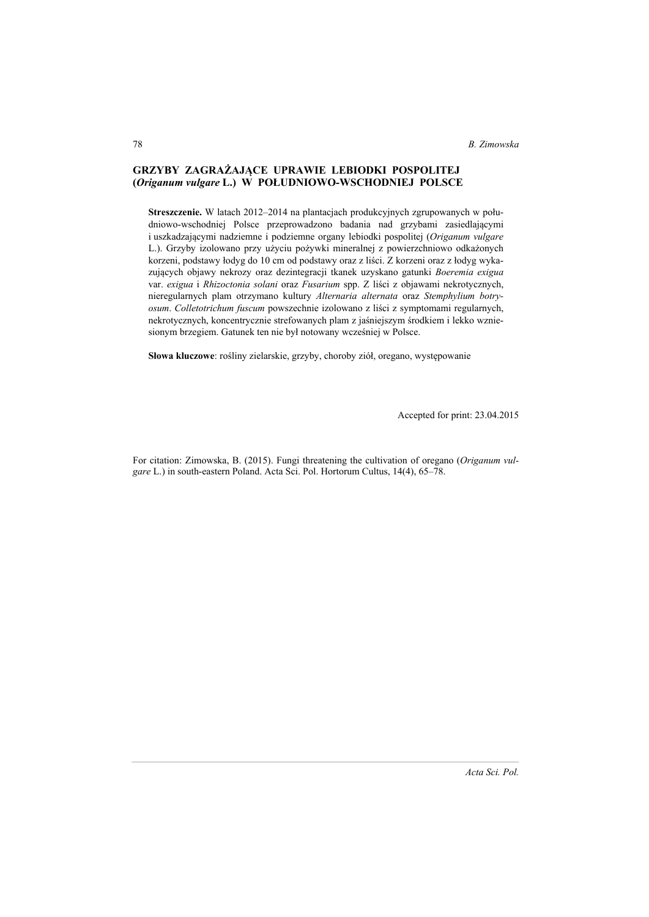## GRZYBY ZAGRAŻAJĄCE UPRAWIE LEBIODKI POSPOLITEJ (*Origanum vulgare* L.) W POŁUDNIOWO-WSCHODNIEJ POLSCE

**Streszczenie.** W latach 2012–2014 na plantacjach produkcyjnych zgrupowanych w południowo-wschodniej Polsce przeprowadzono badania nad grzybami zasiedlającymi i uszkadzającymi nadziemne i podziemne organy lebiodki pospolitej (*Origanum vulgare* L.). Grzyby izolowano przy użyciu pożywki mineralnej z powierzchniowo odkażonych korzeni, podstawy łodyg do 10 cm od podstawy oraz z liści. Z korzeni oraz z łodyg wykazujących objawy nekrozy oraz dezintegracji tkanek uzyskano gatunki *Boeremia exigua* var. *exigua* i *Rhizoctonia solani* oraz *Fusarium* spp. Z liści z objawami nekrotycznych, nieregularnych plam otrzymano kultury *Alternaria alternata* oraz *Stemphylium botryosum*. *Colletotrichum fuscum* powszechnie izolowano z liści z symptomami regularnych, nekrotycznych, koncentrycznie strefowanych plam z jaśniejszym środkiem i lekko wzniesionym brzegiem. Gatunek ten nie był notowany wcześniej w Polsce.

**Słowa kluczowe**: rośliny zielarskie, grzyby, choroby ziół, oregano, występowanie

Accepted for print: 23.04.2015

For citation: Zimowska, B. (2015). Fungi threatening the cultivation of oregano (*Origanum vulgare* L.) in south-eastern Poland. Acta Sci. Pol. Hortorum Cultus, 14(4), 65–78.